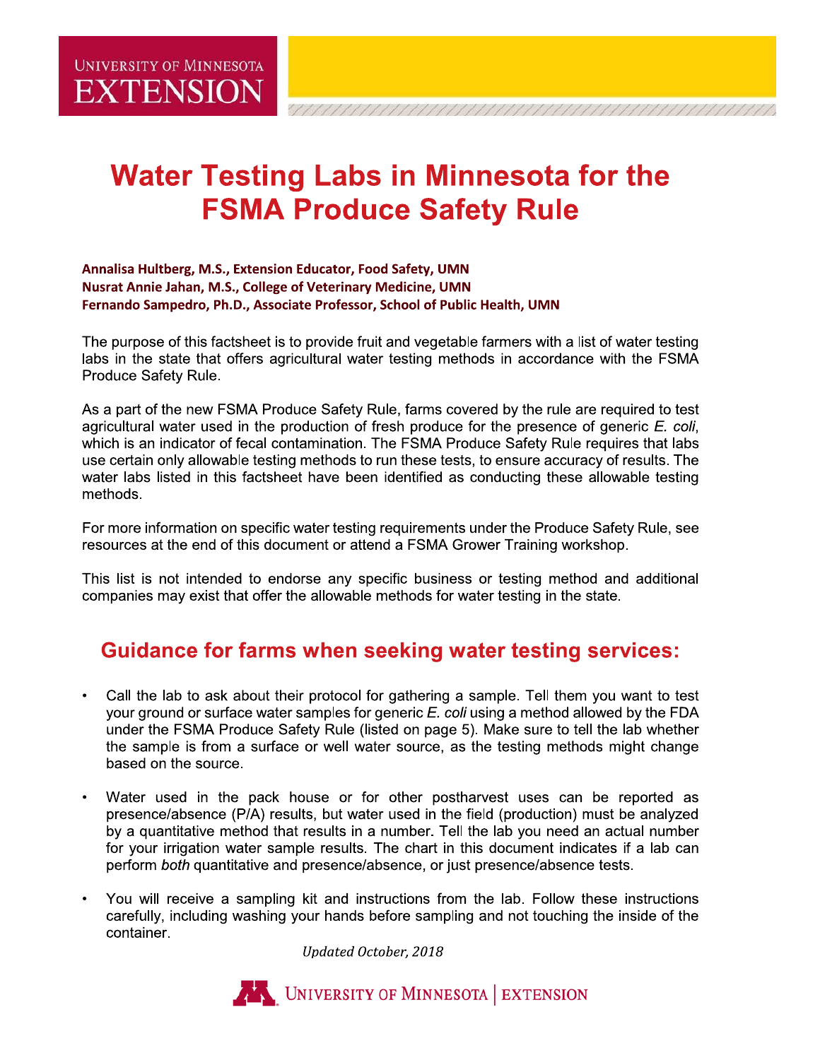# Water Testing Labs in Minnesota for the FSMA Produce Safety Rule

**Annalisa Hultberg, M.S., Extension Educator, Food Safety, UMN**
**Nusrat Annie Jahan, M.S., College of Veterinary Medicine, UMN**
**Fernando Sampedro, Ph.D., Associate Professor, School of Public Health, UMN**

The purpose of this factsheet is to provide fruit and vegetable farmers with a list of water testing labs in the state that offers agricultural water testing methods in accordance with the FSMA Produce Safety Rule.

As a part of the new FSMA Produce Safety Rule, farms covered by the rule are required to test agricultural water used in the production of fresh produce for the presence of generic *E. coli*, which is an indicator of fecal contamination. The FSMA Produce Safety Rule requires that labs use certain only allowable testing methods to run these tests, to ensure accuracy of results. The water labs listed in this factsheet have been identified as conducting these allowable testing methods.

For more information on specific water testing requirements under the Produce Safety Rule, see resources at the end of this document or attend a FSMA Grower Training workshop.

This list is not intended to endorse any specific business or testing method and additional companies may exist that offer the allowable methods for water testing in the state.

## Guidance for farms when seeking water testing services:

- Call the lab to ask about their protocol for gathering a sample. Tell them you want to test your ground or surface water samples for generic *E. coli* using a method allowed by the FDA under the FSMA Produce Safety Rule (listed on page 5). Make sure to tell the lab whether the sample is from a surface or well water source, as the testing methods might change based on the source.
- Water used in the pack house or for other postharvest uses can be reported as presence/absence (P/A) results, but water used in the field (production) must be analyzed by a quantitative method that results in a number. Tell the lab you need an actual number for your irrigation water sample results. The chart in this document indicates if a lab can perform *both* quantitative and presence/absence, or just presence/absence tests.
- You will receive a sampling kit and instructions from the lab. Follow these instructions carefully, including washing your hands before sampling and not touching the inside of the container.

*Updated October, 2018*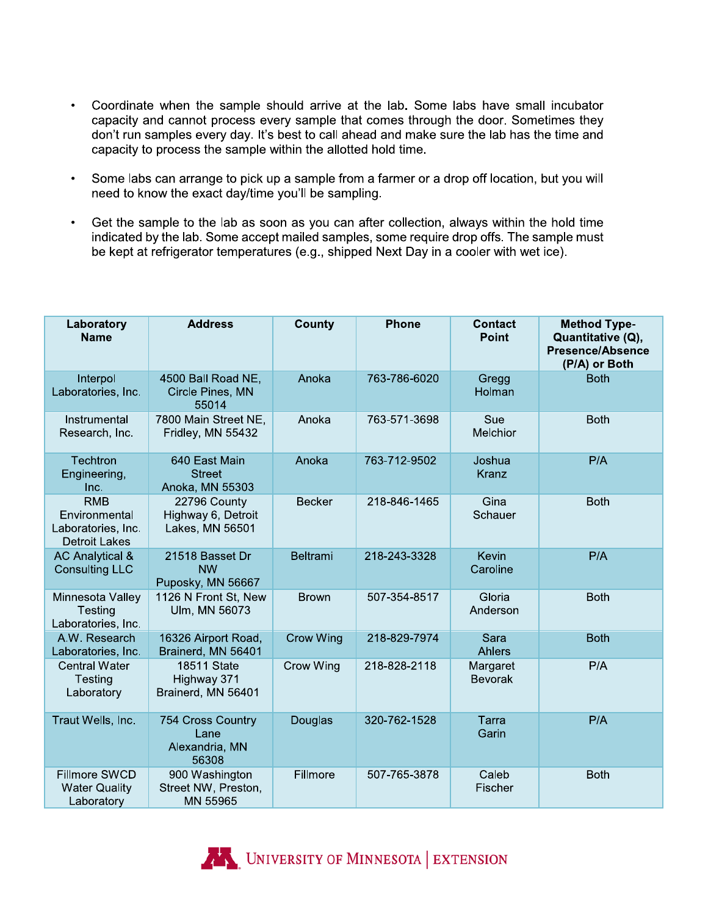- Coordinate when the sample should arrive at the lab. Some labs have small incubator capacity and cannot process every sample that comes through the door. Sometimes they don't run samples every day. It's best to call ahead and make sure the lab has the time and capacity to process the sample within the allotted hold time.

- Some labs can arrange to pick up a sample from a farmer or a drop off location, but you will need to know the exact day/time you'll be sampling.

- Get the sample to the lab as soon as you can after collection, always within the hold time indicated by the lab. Some accept mailed samples, some require drop offs. The sample must be kept at refrigerator temperatures (e.g., shipped Next Day in a cooler with wet ice).

| Laboratory Name | Address | County | Phone | Contact Point | Method Type- Quantitative (Q), Presence/Absence (P/A) or Both |
|---|---|---|---|---|---|
| Interpol Laboratories, Inc. | 4500 Ball Road NE, Circle Pines, MN 55014 | Anoka | 763-786-6020 | Gregg Holman | Both |
| Instrumental Research, Inc. | 7800 Main Street NE, Fridley, MN 55432 | Anoka | 763-571-3698 | Sue Melchior | Both |
| Techtron Engineering, Inc. | 640 East Main Street Anoka, MN 55303 | Anoka | 763-712-9502 | Joshua Kranz | P/A |
| RMB Environmental Laboratories, Inc. Detroit Lakes | 22796 County Highway 6, Detroit Lakes, MN 56501 | Becker | 218-846-1465 | Gina Schauer | Both |
| AC Analytical & Consulting LLC | 21518 Basset Dr NW Puposky, MN 56667 | Beltrami | 218-243-3328 | Kevin Caroline | P/A |
| Minnesota Valley Testing Laboratories, Inc. | 1126 N Front St, New Ulm, MN 56073 | Brown | 507-354-8517 | Gloria Anderson | Both |
| A.W. Research Laboratories, Inc. | 16326 Airport Road, Brainerd, MN 56401 | Crow Wing | 218-829-7974 | Sara Ahlers | Both |
| Central Water Testing Laboratory | 18511 State Highway 371 Brainerd, MN 56401 | Crow Wing | 218-828-2118 | Margaret Bevorak | P/A |
| Traut Wells, Inc. | 754 Cross Country Lane Alexandria, MN 56308 | Douglas | 320-762-1528 | Tarra Garin | P/A |
| Fillmore SWCD Water Quality Laboratory | 900 Washington Street NW, Preston, MN 55965 | Fillmore | 507-765-3878 | Caleb Fischer | Both |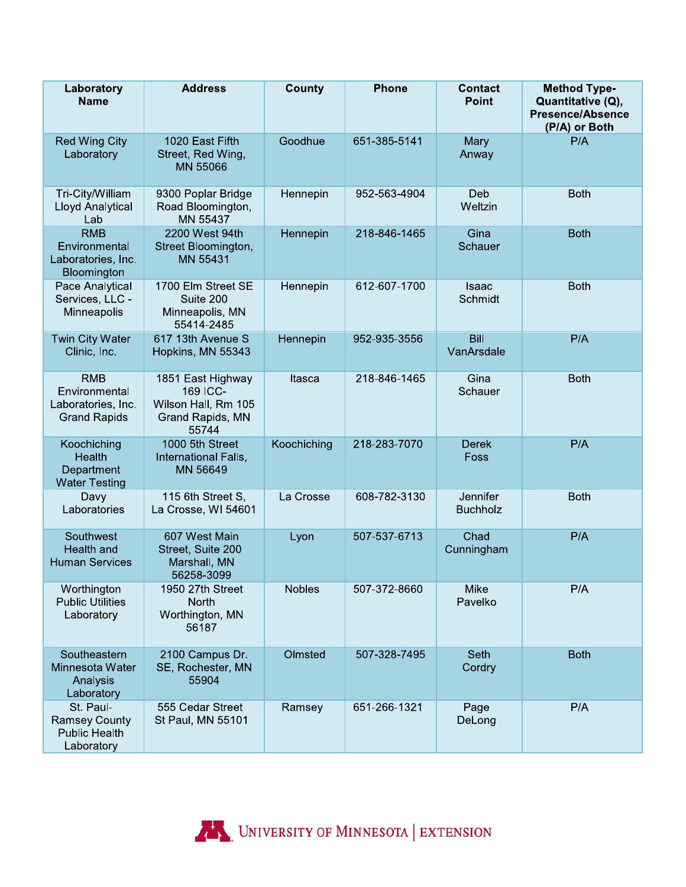| Laboratory Name | Address | County | Phone | Contact Point | Method Type-Quantitative (Q), Presence/Absence (P/A) or Both |
|---|---|---|---|---|---|
| Red Wing City Laboratory | 1020 East Fifth Street, Red Wing, MN 55066 | Goodhue | 651-385-5141 | Mary Anway | P/A |
| Tri-City/William Lloyd Analytical Lab | 9300 Poplar Bridge Road Bloomington, MN 55437 | Hennepin | 952-563-4904 | Deb Weltzin | Both |
| RMB Environmental Laboratories, Inc. Bloomington | 2200 West 94th Street Bloomington, MN 55431 | Hennepin | 218-846-1465 | Gina Schauer | Both |
| Pace Analytical Services, LLC - Minneapolis | 1700 Elm Street SE Suite 200 Minneapolis, MN 55414-2485 | Hennepin | 612-607-1700 | Isaac Schmidt | Both |
| Twin City Water Clinic, Inc. | 617 13th Avenue S Hopkins, MN 55343 | Hennepin | 952-935-3556 | Bill VanArsdale | P/A |
| RMB Environmental Laboratories, Inc. Grand Rapids | 1851 East Highway 169 ICC-Wilson Hall, Rm 105 Grand Rapids, MN 55744 | Itasca | 218-846-1465 | Gina Schauer | Both |
| Koochiching Health Department Water Testing | 1000 5th Street International Falls, MN 56649 | Koochiching | 218-283-7070 | Derek Foss | P/A |
| Davy Laboratories | 115 6th Street S, La Crosse, WI 54601 | La Crosse | 608-782-3130 | Jennifer Buchholz | Both |
| Southwest Health and Human Services | 607 West Main Street, Suite 200 Marshall, MN 56258-3099 | Lyon | 507-537-6713 | Chad Cunningham | P/A |
| Worthington Public Utilities Laboratory | 1950 27th Street North Worthington, MN 56187 | Nobles | 507-372-8660 | Mike Pavelko | P/A |
| Southeastern Minnesota Water Analysis Laboratory | 2100 Campus Dr. SE, Rochester, MN 55904 | Olmsted | 507-328-7495 | Seth Cordry | Both |
| St. Paul-Ramsey County Public Health Laboratory | 555 Cedar Street St Paul, MN 55101 | Ramsey | 651-266-1321 | Page DeLong | P/A |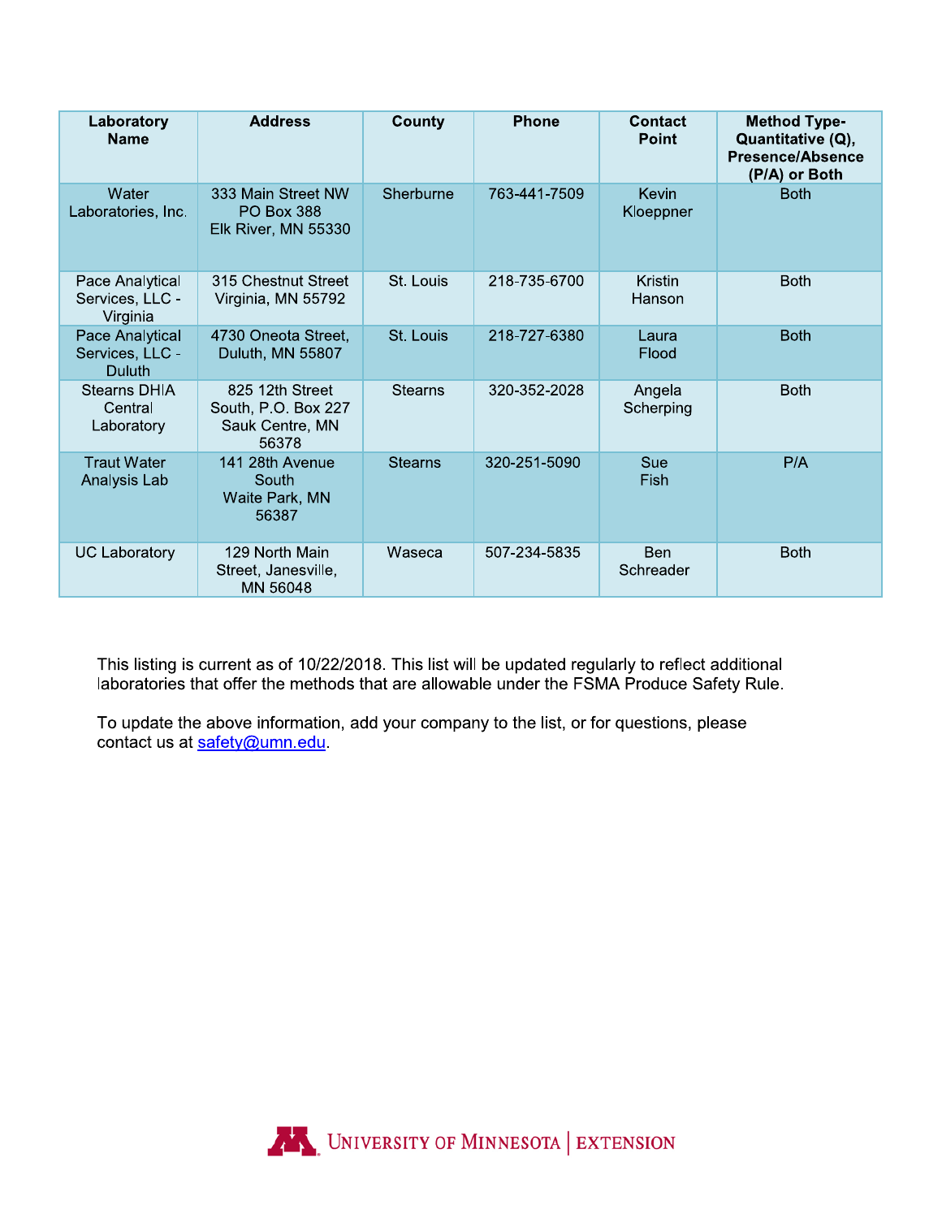| Laboratory Name | Address | County | Phone | Contact Point | Method Type- Quantitative (Q), Presence/Absence (P/A) or Both |
|---|---|---|---|---|---|
| Water Laboratories, Inc. | 333 Main Street NW PO Box 388 Elk River, MN 55330 | Sherburne | 763-441-7509 | Kevin Kloeppner | Both |
| Pace Analytical Services, LLC - Virginia | 315 Chestnut Street Virginia, MN 55792 | St. Louis | 218-735-6700 | Kristin Hanson | Both |
| Pace Analytical Services, LLC - Duluth | 4730 Oneota Street, Duluth, MN 55807 | St. Louis | 218-727-6380 | Laura Flood | Both |
| Stearns DHIA Central Laboratory | 825 12th Street South, P.O. Box 227 Sauk Centre, MN 56378 | Stearns | 320-352-2028 | Angela Scherping | Both |
| Traut Water Analysis Lab | 141 28th Avenue South Waite Park, MN 56387 | Stearns | 320-251-5090 | Sue Fish | P/A |
| UC Laboratory | 129 North Main Street, Janesville, MN 56048 | Waseca | 507-234-5835 | Ben Schreader | Both |

This listing is current as of 10/22/2018. This list will be updated regularly to reflect additional laboratories that offer the methods that are allowable under the FSMA Produce Safety Rule.

To update the above information, add your company to the list, or for questions, please contact us at safety@umn.edu.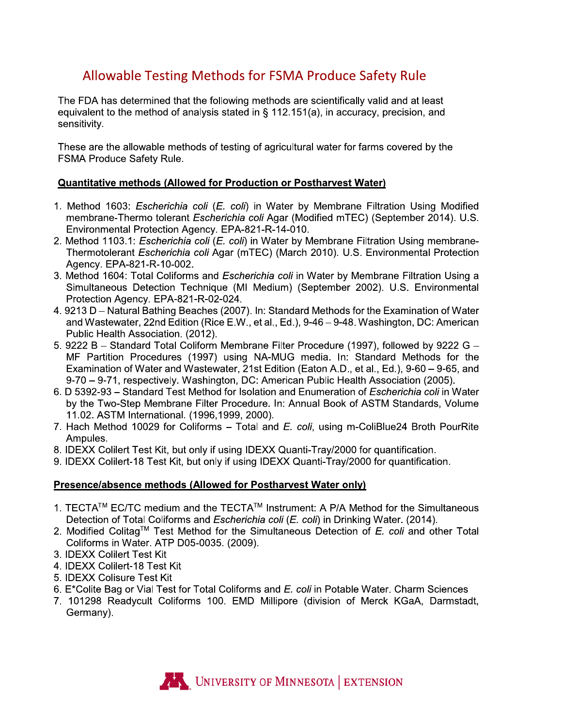# Allowable Testing Methods for FSMA Produce Safety Rule

The FDA has determined that the following methods are scientifically valid and at least equivalent to the method of analysis stated in § 112.151(a), in accuracy, precision, and sensitivity.

These are the allowable methods of testing of agricultural water for farms covered by the FSMA Produce Safety Rule.

**Quantitative methods (Allowed for Production or Postharvest Water)**

1. Method 1603: *Escherichia coli* (*E. coli*) in Water by Membrane Filtration Using Modified membrane-Thermo tolerant *Escherichia coli* Agar (Modified mTEC) (September 2014). U.S. Environmental Protection Agency. EPA-821-R-14-010.
2. Method 1103.1: *Escherichia coli* (*E. coli*) in Water by Membrane Filtration Using membrane-Thermotolerant *Escherichia coli* Agar (mTEC) (March 2010). U.S. Environmental Protection Agency. EPA-821-R-10-002.
3. Method 1604: Total Coliforms and *Escherichia coli* in Water by Membrane Filtration Using a Simultaneous Detection Technique (MI Medium) (September 2002). U.S. Environmental Protection Agency. EPA-821-R-02-024.
4. 9213 D – Natural Bathing Beaches (2007). In: Standard Methods for the Examination of Water and Wastewater, 22nd Edition (Rice E.W., et al., Ed.), 9-46 – 9-48. Washington, DC: American Public Health Association. (2012).
5. 9222 B – Standard Total Coliform Membrane Filter Procedure (1997), followed by 9222 G – MF Partition Procedures (1997) using NA-MUG media. In: Standard Methods for the Examination of Water and Wastewater, 21st Edition (Eaton A.D., et al., Ed.), 9-60 – 9-65, and 9-70 – 9-71, respectively. Washington, DC: American Public Health Association (2005).
6. D 5392-93 – Standard Test Method for Isolation and Enumeration of *Escherichia coli* in Water by the Two-Step Membrane Filter Procedure. In: Annual Book of ASTM Standards, Volume 11.02. ASTM International. (1996,1999, 2000).
7. Hach Method 10029 for Coliforms – Total and *E. coli*, using m-ColiBlue24 Broth PourRite Ampules.
8. IDEXX Colilert Test Kit, but only if using IDEXX Quanti-Tray/2000 for quantification.
9. IDEXX Colilert-18 Test Kit, but only if using IDEXX Quanti-Tray/2000 for quantification.

**Presence/absence methods (Allowed for Postharvest Water only)**

1. TECTA™ EC/TC medium and the TECTA™ Instrument: A P/A Method for the Simultaneous Detection of Total Coliforms and *Escherichia coli* (*E. coli*) in Drinking Water. (2014).
2. Modified Colitag™ Test Method for the Simultaneous Detection of *E. coli* and other Total Coliforms in Water. ATP D05-0035. (2009).
3. IDEXX Colilert Test Kit
4. IDEXX Colilert-18 Test Kit
5. IDEXX Colisure Test Kit
6. E*Colite Bag or Vial Test for Total Coliforms and *E. coli* in Potable Water. Charm Sciences
7. 101298 Readycult Coliforms 100. EMD Millipore (division of Merck KGaA, Darmstadt, Germany).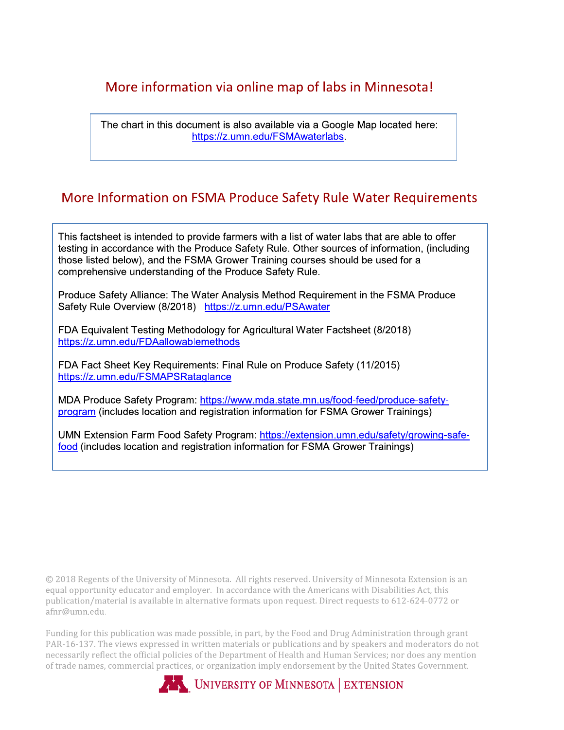## More information via online map of labs in Minnesota!

The chart in this document is also available via a Google Map located here: https://z.umn.edu/FSMAwaterlabs.

## More Information on FSMA Produce Safety Rule Water Requirements

This factsheet is intended to provide farmers with a list of water labs that are able to offer testing in accordance with the Produce Safety Rule. Other sources of information, (including those listed below), and the FSMA Grower Training courses should be used for a comprehensive understanding of the Produce Safety Rule.

Produce Safety Alliance: The Water Analysis Method Requirement in the FSMA Produce Safety Rule Overview (8/2018) https://z.umn.edu/PSAwater

FDA Equivalent Testing Methodology for Agricultural Water Factsheet (8/2018) https://z.umn.edu/FDAallowablemethods

FDA Fact Sheet Key Requirements: Final Rule on Produce Safety (11/2015) https://z.umn.edu/FSMAPSRataglance

MDA Produce Safety Program: https://www.mda.state.mn.us/food-feed/produce-safety-program (includes location and registration information for FSMA Grower Trainings)

UMN Extension Farm Food Safety Program: https://extension.umn.edu/safety/growing-safe-food (includes location and registration information for FSMA Grower Trainings)

© 2018 Regents of the University of Minnesota. All rights reserved. University of Minnesota Extension is an equal opportunity educator and employer. In accordance with the Americans with Disabilities Act, this publication/material is available in alternative formats upon request. Direct requests to 612-624-0772 or afnr@umn.edu.

Funding for this publication was made possible, in part, by the Food and Drug Administration through grant PAR-16-137. The views expressed in written materials or publications and by speakers and moderators do not necessarily reflect the official policies of the Department of Health and Human Services; nor does any mention of trade names, commercial practices, or organization imply endorsement by the United States Government.

University of Minnesota | Extension